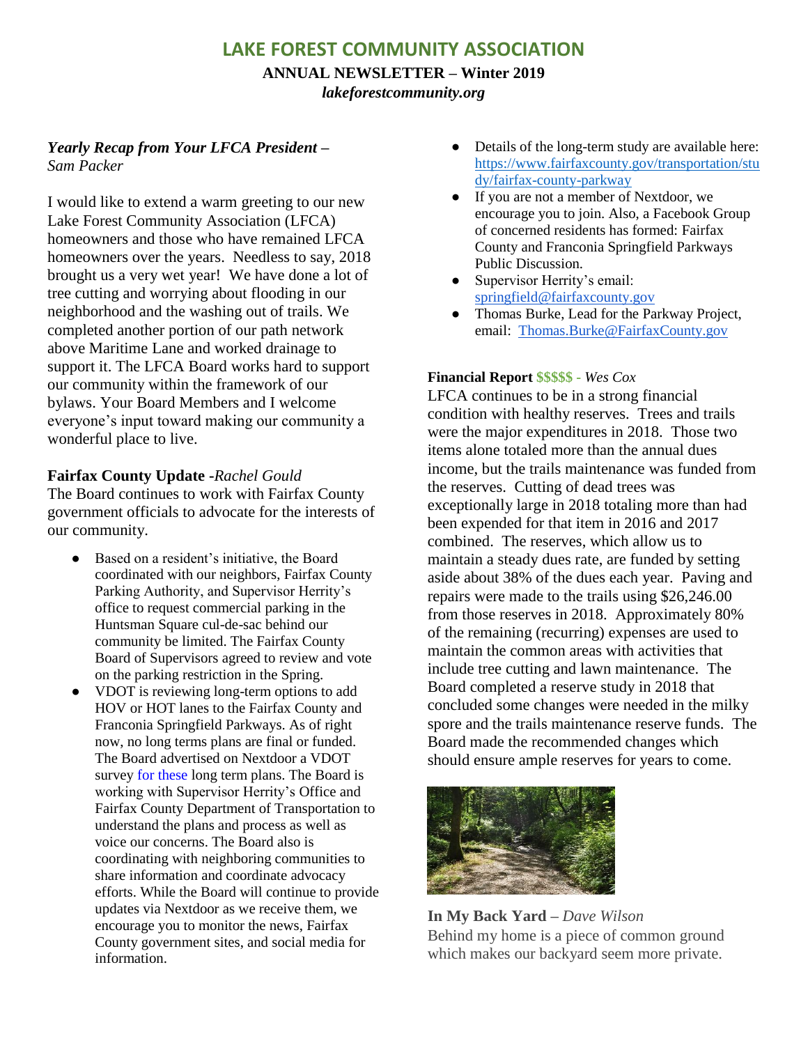# LAKE FOREST COMMUNITY ASSOCIATION

**ANNUAL NEWSLETTER – Winter 2019**

***lakeforestcommunity.org***

***Yearly Recap from Your LFCA President –*** *Sam Packer*

I would like to extend a warm greeting to our new Lake Forest Community Association (LFCA) homeowners and those who have remained LFCA homeowners over the years. Needless to say, 2018 brought us a very wet year! We have done a lot of tree cutting and worrying about flooding in our neighborhood and the washing out of trails. We completed another portion of our path network above Maritime Lane and worked drainage to support it. The LFCA Board works hard to support our community within the framework of our bylaws. Your Board Members and I welcome everyone's input toward making our community a wonderful place to live.

**Fairfax County Update** -*Rachel Gould*

The Board continues to work with Fairfax County government officials to advocate for the interests of our community.

- Based on a resident's initiative, the Board coordinated with our neighbors, Fairfax County Parking Authority, and Supervisor Herrity's office to request commercial parking in the Huntsman Square cul-de-sac behind our community be limited. The Fairfax County Board of Supervisors agreed to review and vote on the parking restriction in the Spring.
- VDOT is reviewing long-term options to add HOV or HOT lanes to the Fairfax County and Franconia Springfield Parkways. As of right now, no long terms plans are final or funded. The Board advertised on Nextdoor a VDOT survey for these long term plans. The Board is working with Supervisor Herrity's Office and Fairfax County Department of Transportation to understand the plans and process as well as voice our concerns. The Board also is coordinating with neighboring communities to share information and coordinate advocacy efforts. While the Board will continue to provide updates via Nextdoor as we receive them, we encourage you to monitor the news, Fairfax County government sites, and social media for information.
- Details of the long-term study are available here: https://www.fairfaxcounty.gov/transportation/study/fairfax-county-parkway
- If you are not a member of Nextdoor, we encourage you to join. Also, a Facebook Group of concerned residents has formed: Fairfax County and Franconia Springfield Parkways Public Discussion.
- Supervisor Herrity's email: springfield@fairfaxcounty.gov
- Thomas Burke, Lead for the Parkway Project, email: Thomas.Burke@FairfaxCounty.gov

**Financial Report** $$$$$ - *Wes Cox*

LFCA continues to be in a strong financial condition with healthy reserves. Trees and trails were the major expenditures in 2018. Those two items alone totaled more than the annual dues income, but the trails maintenance was funded from the reserves. Cutting of dead trees was exceptionally large in 2018 totaling more than had been expended for that item in 2016 and 2017 combined. The reserves, which allow us to maintain a steady dues rate, are funded by setting aside about 38% of the dues each year. Paving and repairs were made to the trails using $26,246.00 from those reserves in 2018. Approximately 80% of the remaining (recurring) expenses are used to maintain the common areas with activities that include tree cutting and lawn maintenance. The Board completed a reserve study in 2018 that concluded some changes were needed in the milky spore and the trails maintenance reserve funds. The Board made the recommended changes which should ensure ample reserves for years to come.

**In My Back Yard** – *Dave Wilson*

Behind my home is a piece of common ground which makes our backyard seem more private.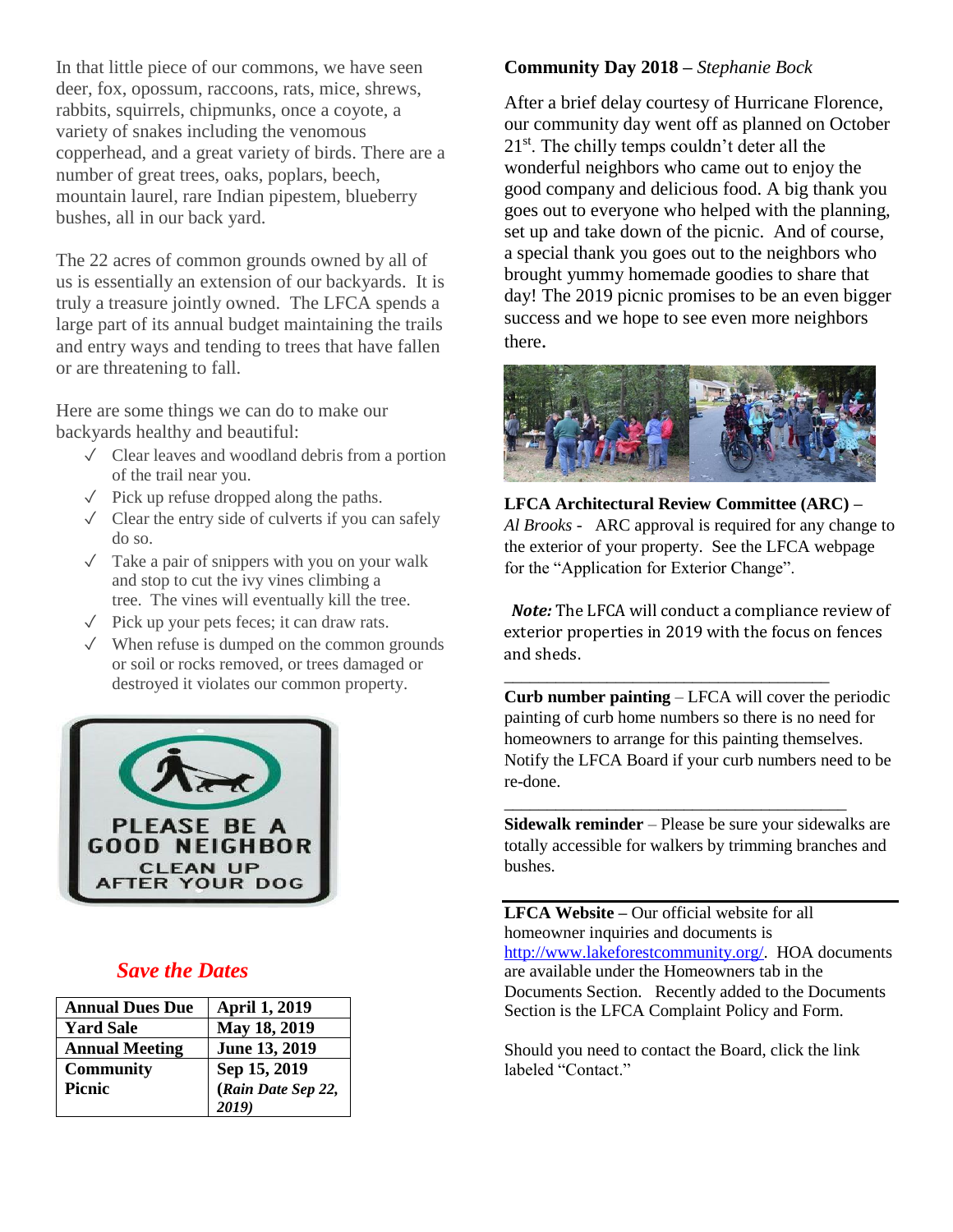In that little piece of our commons, we have seen deer, fox, opossum, raccoons, rats, mice, shrews, rabbits, squirrels, chipmunks, once a coyote, a variety of snakes including the venomous copperhead, and a great variety of birds. There are a number of great trees, oaks, poplars, beech, mountain laurel, rare Indian pipestem, blueberry bushes, all in our back yard.

The 22 acres of common grounds owned by all of us is essentially an extension of our backyards. It is truly a treasure jointly owned. The LFCA spends a large part of its annual budget maintaining the trails and entry ways and tending to trees that have fallen or are threatening to fall.

Here are some things we can do to make our backyards healthy and beautiful:

- ✓ Clear leaves and woodland debris from a portion of the trail near you.
- ✓ Pick up refuse dropped along the paths.
- ✓ Clear the entry side of culverts if you can safely do so.
- ✓ Take a pair of snippers with you on your walk and stop to cut the ivy vines climbing a tree. The vines will eventually kill the tree.
- ✓ Pick up your pets feces; it can draw rats.
- ✓ When refuse is dumped on the common grounds or soil or rocks removed, or trees damaged or destroyed it violates our common property.

PLEASE BE A GOOD NEIGHBOR
CLEAN UP AFTER YOUR DOG

## *Save the Dates*

| | |
|---|---|
| **Annual Dues Due** | **April 1, 2019** |
| **Yard Sale** | **May 18, 2019** |
| **Annual Meeting** | **June 13, 2019** |
| **Community Picnic** | **Sep 15, 2019** (***Rain Date Sep 22, 2019)*** |

**Community Day 2018 –** *Stephanie Bock*

After a brief delay courtesy of Hurricane Florence, our community day went off as planned on October 21st. The chilly temps couldn't deter all the wonderful neighbors who came out to enjoy the good company and delicious food. A big thank you goes out to everyone who helped with the planning, set up and take down of the picnic. And of course, a special thank you goes out to the neighbors who brought yummy homemade goodies to share that day! The 2019 picnic promises to be an even bigger success and we hope to see even more neighbors there.

**LFCA Architectural Review Committee (ARC) –** *Al Brooks* - ARC approval is required for any change to the exterior of your property. See the LFCA webpage for the "Application for Exterior Change".

***Note:*** The LFCA will conduct a compliance review of exterior properties in 2019 with the focus on fences and sheds.

---

**Curb number painting** – LFCA will cover the periodic painting of curb home numbers so there is no need for homeowners to arrange for this painting themselves. Notify the LFCA Board if your curb numbers need to be re-done.

---

**Sidewalk reminder** – Please be sure your sidewalks are totally accessible for walkers by trimming branches and bushes.

---

**LFCA Website –** Our official website for all homeowner inquiries and documents is http://www.lakeforestcommunity.org/. HOA documents are available under the Homeowners tab in the Documents Section. Recently added to the Documents Section is the LFCA Complaint Policy and Form.

Should you need to contact the Board, click the link labeled "Contact."